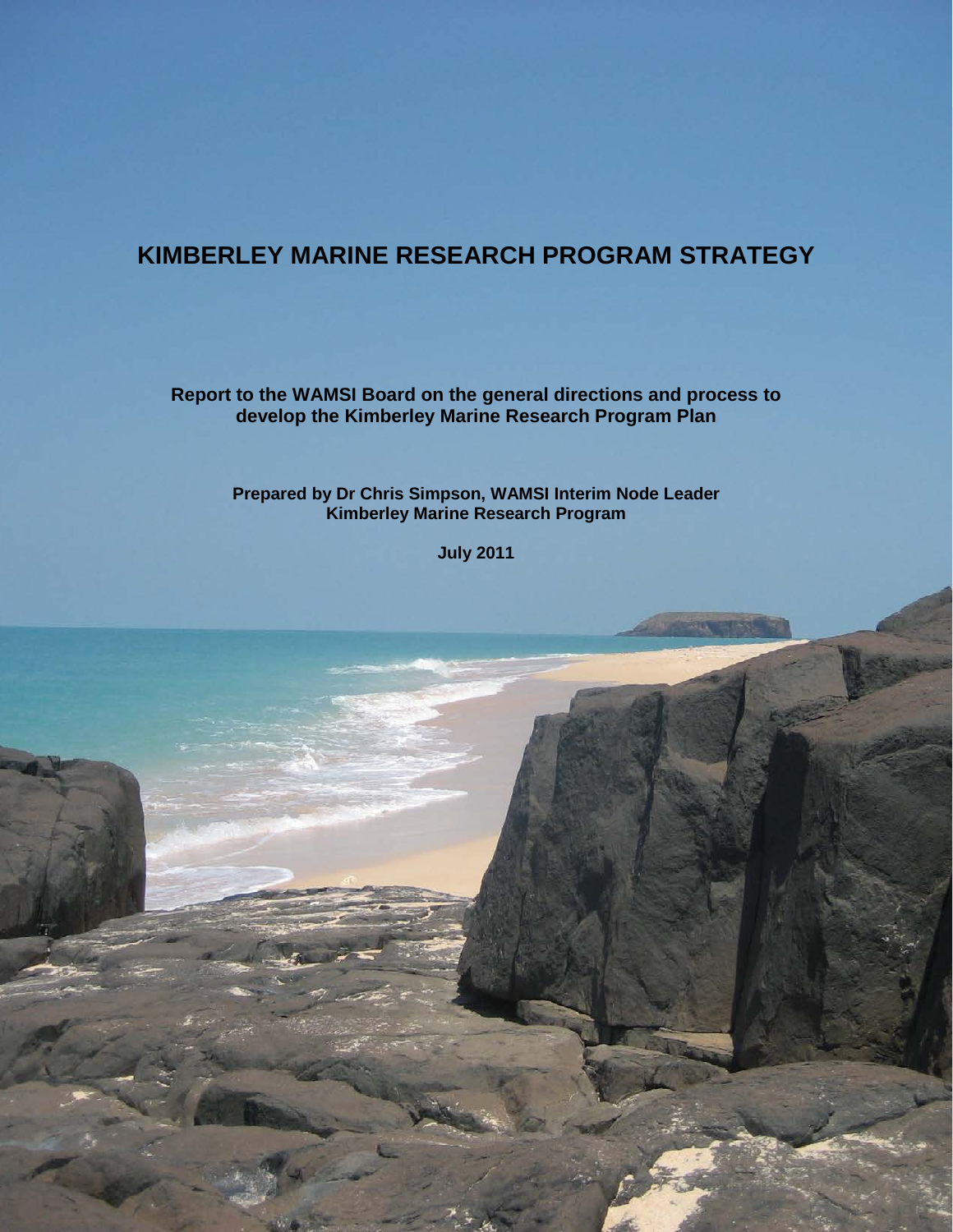# KIMBERLEY MARINE RESEARCH PROGRAM STRATEGY

**Report to the WAMSI Board on the general directions and process to develop the Kimberley Marine Research Program Plan**

**Prepared by Dr Chris Simpson, WAMSI Interim Node Leader**
**Kimberley Marine Research Program**

**July 2011**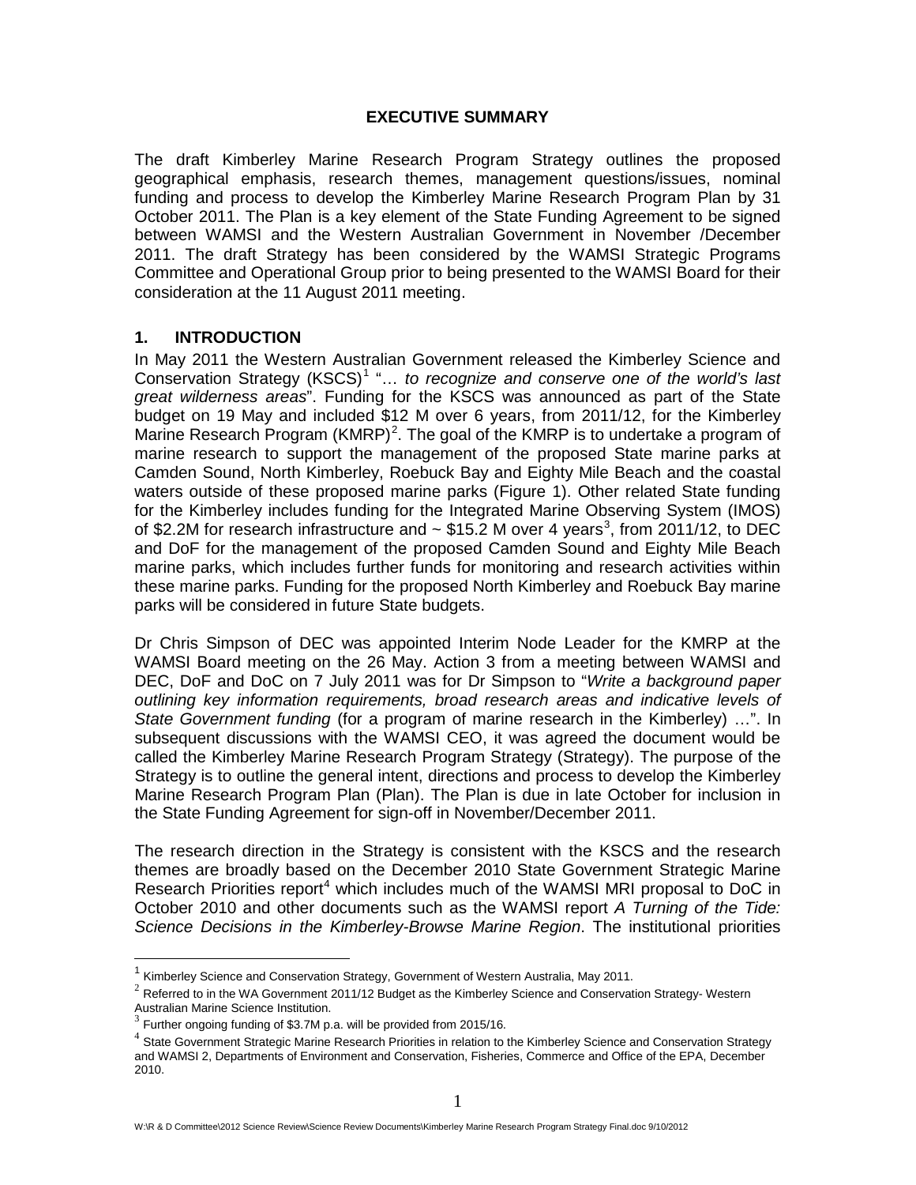## EXECUTIVE SUMMARY

The draft Kimberley Marine Research Program Strategy outlines the proposed geographical emphasis, research themes, management questions/issues, nominal funding and process to develop the Kimberley Marine Research Program Plan by 31 October 2011. The Plan is a key element of the State Funding Agreement to be signed between WAMSI and the Western Australian Government in November /December 2011. The draft Strategy has been considered by the WAMSI Strategic Programs Committee and Operational Group prior to being presented to the WAMSI Board for their consideration at the 11 August 2011 meeting.

## 1. INTRODUCTION

In May 2011 the Western Australian Government released the Kimberley Science and Conservation Strategy (KSCS)[1] "… *to recognize and conserve one of the world's last great wilderness areas*". Funding for the KSCS was announced as part of the State budget on 19 May and included \$12 M over 6 years, from 2011/12, for the Kimberley Marine Research Program (KMRP)[2]. The goal of the KMRP is to undertake a program of marine research to support the management of the proposed State marine parks at Camden Sound, North Kimberley, Roebuck Bay and Eighty Mile Beach and the coastal waters outside of these proposed marine parks (Figure 1). Other related State funding for the Kimberley includes funding for the Integrated Marine Observing System (IMOS) of \$2.2M for research infrastructure and ~ \$15.2 M over 4 years[3], from 2011/12, to DEC and DoF for the management of the proposed Camden Sound and Eighty Mile Beach marine parks, which includes further funds for monitoring and research activities within these marine parks. Funding for the proposed North Kimberley and Roebuck Bay marine parks will be considered in future State budgets.

Dr Chris Simpson of DEC was appointed Interim Node Leader for the KMRP at the WAMSI Board meeting on the 26 May. Action 3 from a meeting between WAMSI and DEC, DoF and DoC on 7 July 2011 was for Dr Simpson to "*Write a background paper outlining key information requirements, broad research areas and indicative levels of State Government funding* (for a program of marine research in the Kimberley) …". In subsequent discussions with the WAMSI CEO, it was agreed the document would be called the Kimberley Marine Research Program Strategy (Strategy). The purpose of the Strategy is to outline the general intent, directions and process to develop the Kimberley Marine Research Program Plan (Plan). The Plan is due in late October for inclusion in the State Funding Agreement for sign-off in November/December 2011.

The research direction in the Strategy is consistent with the KSCS and the research themes are broadly based on the December 2010 State Government Strategic Marine Research Priorities report[4] which includes much of the WAMSI MRI proposal to DoC in October 2010 and other documents such as the WAMSI report *A Turning of the Tide: Science Decisions in the Kimberley-Browse Marine Region*. The institutional priorities

---

[1] Kimberley Science and Conservation Strategy, Government of Western Australia, May 2011.

[2] Referred to in the WA Government 2011/12 Budget as the Kimberley Science and Conservation Strategy- Western Australian Marine Science Institution.

[3] Further ongoing funding of \$3.7M p.a. will be provided from 2015/16.

[4] State Government Strategic Marine Research Priorities in relation to the Kimberley Science and Conservation Strategy and WAMSI 2, Departments of Environment and Conservation, Fisheries, Commerce and Office of the EPA, December 2010.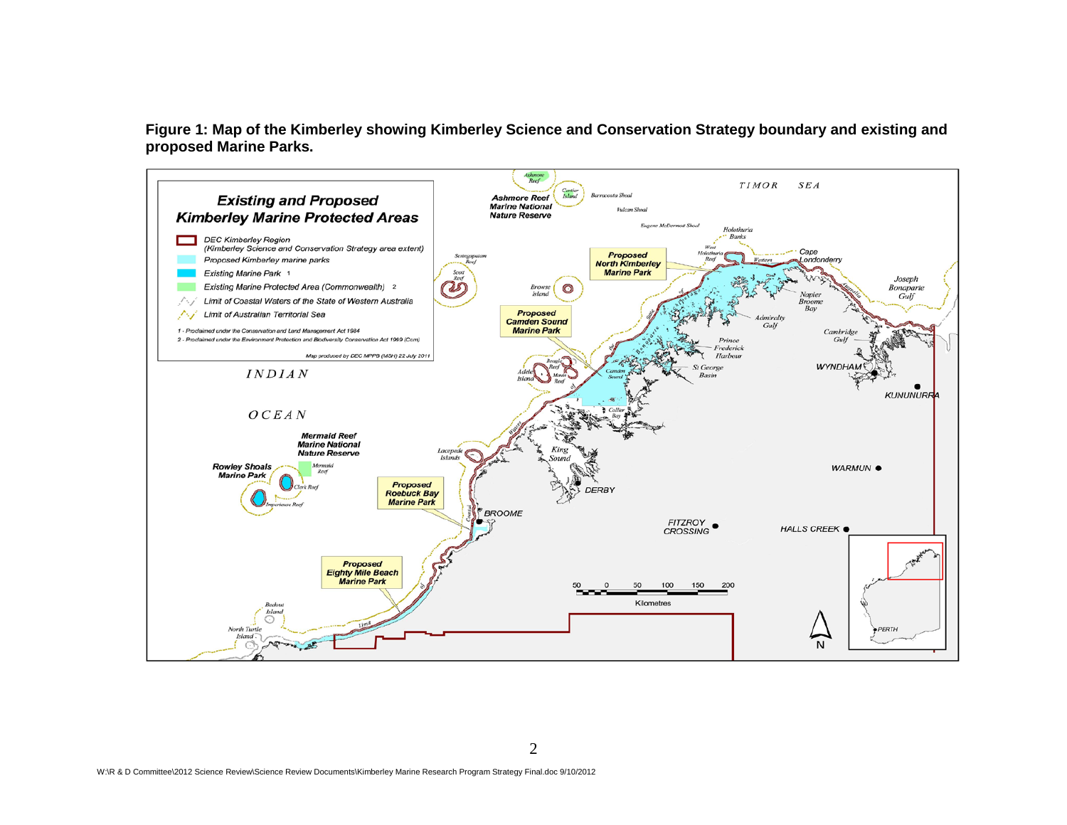**Figure 1: Map of the Kimberley showing Kimberley Science and Conservation Strategy boundary and existing and proposed Marine Parks.**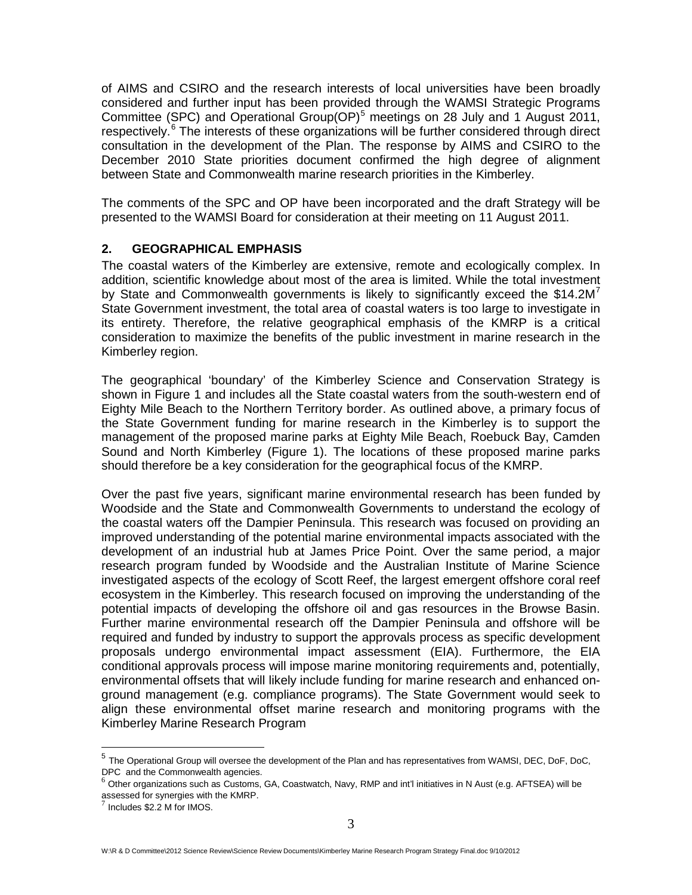of AIMS and CSIRO and the research interests of local universities have been broadly considered and further input has been provided through the WAMSI Strategic Programs Committee (SPC) and Operational Group(OP)[5] meetings on 28 July and 1 August 2011, respectively.[6] The interests of these organizations will be further considered through direct consultation in the development of the Plan. The response by AIMS and CSIRO to the December 2010 State priorities document confirmed the high degree of alignment between State and Commonwealth marine research priorities in the Kimberley.

The comments of the SPC and OP have been incorporated and the draft Strategy will be presented to the WAMSI Board for consideration at their meeting on 11 August 2011.

## 2. GEOGRAPHICAL EMPHASIS

The coastal waters of the Kimberley are extensive, remote and ecologically complex. In addition, scientific knowledge about most of the area is limited. While the total investment by State and Commonwealth governments is likely to significantly exceed the $14.2M[7] State Government investment, the total area of coastal waters is too large to investigate in its entirety. Therefore, the relative geographical emphasis of the KMRP is a critical consideration to maximize the benefits of the public investment in marine research in the Kimberley region.

The geographical 'boundary' of the Kimberley Science and Conservation Strategy is shown in Figure 1 and includes all the State coastal waters from the south-western end of Eighty Mile Beach to the Northern Territory border. As outlined above, a primary focus of the State Government funding for marine research in the Kimberley is to support the management of the proposed marine parks at Eighty Mile Beach, Roebuck Bay, Camden Sound and North Kimberley (Figure 1). The locations of these proposed marine parks should therefore be a key consideration for the geographical focus of the KMRP.

Over the past five years, significant marine environmental research has been funded by Woodside and the State and Commonwealth Governments to understand the ecology of the coastal waters off the Dampier Peninsula. This research was focused on providing an improved understanding of the potential marine environmental impacts associated with the development of an industrial hub at James Price Point. Over the same period, a major research program funded by Woodside and the Australian Institute of Marine Science investigated aspects of the ecology of Scott Reef, the largest emergent offshore coral reef ecosystem in the Kimberley. This research focused on improving the understanding of the potential impacts of developing the offshore oil and gas resources in the Browse Basin. Further marine environmental research off the Dampier Peninsula and offshore will be required and funded by industry to support the approvals process as specific development proposals undergo environmental impact assessment (EIA). Furthermore, the EIA conditional approvals process will impose marine monitoring requirements and, potentially, environmental offsets that will likely include funding for marine research and enhanced on-ground management (e.g. compliance programs). The State Government would seek to align these environmental offset marine research and monitoring programs with the Kimberley Marine Research Program

[5] The Operational Group will oversee the development of the Plan and has representatives from WAMSI, DEC, DoF, DoC, DPC and the Commonwealth agencies.

[6] Other organizations such as Customs, GA, Coastwatch, Navy, RMP and int'l initiatives in N Aust (e.g. AFTSEA) will be assessed for synergies with the KMRP.

[7] Includes $2.2 M for IMOS.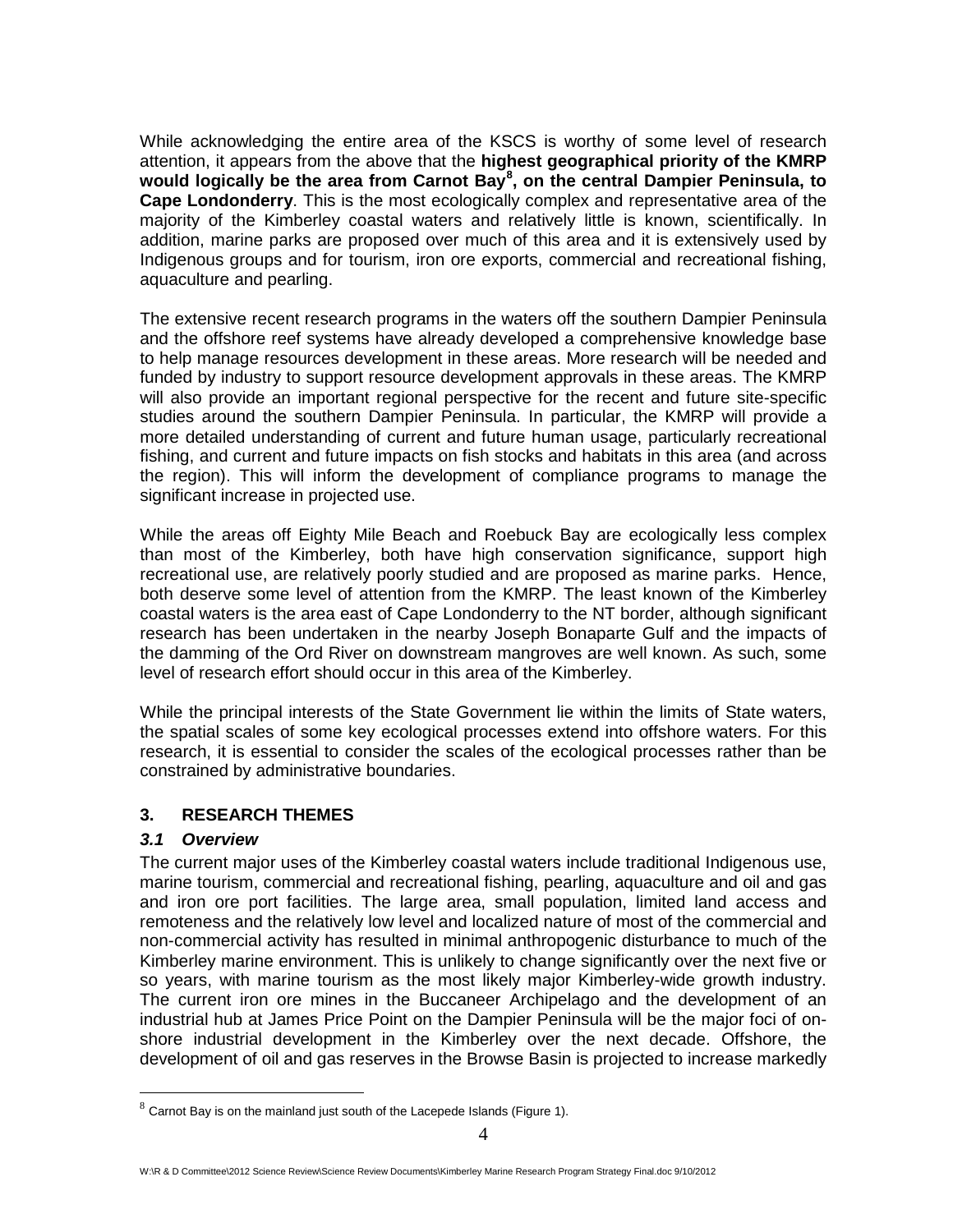While acknowledging the entire area of the KSCS is worthy of some level of research attention, it appears from the above that the **highest geographical priority of the KMRP would logically be the area from Carnot Bay[8], on the central Dampier Peninsula, to Cape Londonderry**. This is the most ecologically complex and representative area of the majority of the Kimberley coastal waters and relatively little is known, scientifically. In addition, marine parks are proposed over much of this area and it is extensively used by Indigenous groups and for tourism, iron ore exports, commercial and recreational fishing, aquaculture and pearling.

The extensive recent research programs in the waters off the southern Dampier Peninsula and the offshore reef systems have already developed a comprehensive knowledge base to help manage resources development in these areas. More research will be needed and funded by industry to support resource development approvals in these areas. The KMRP will also provide an important regional perspective for the recent and future site-specific studies around the southern Dampier Peninsula. In particular, the KMRP will provide a more detailed understanding of current and future human usage, particularly recreational fishing, and current and future impacts on fish stocks and habitats in this area (and across the region). This will inform the development of compliance programs to manage the significant increase in projected use.

While the areas off Eighty Mile Beach and Roebuck Bay are ecologically less complex than most of the Kimberley, both have high conservation significance, support high recreational use, are relatively poorly studied and are proposed as marine parks. Hence, both deserve some level of attention from the KMRP. The least known of the Kimberley coastal waters is the area east of Cape Londonderry to the NT border, although significant research has been undertaken in the nearby Joseph Bonaparte Gulf and the impacts of the damming of the Ord River on downstream mangroves are well known. As such, some level of research effort should occur in this area of the Kimberley.

While the principal interests of the State Government lie within the limits of State waters, the spatial scales of some key ecological processes extend into offshore waters. For this research, it is essential to consider the scales of the ecological processes rather than be constrained by administrative boundaries.

## 3. RESEARCH THEMES

### *3.1 Overview*

The current major uses of the Kimberley coastal waters include traditional Indigenous use, marine tourism, commercial and recreational fishing, pearling, aquaculture and oil and gas and iron ore port facilities. The large area, small population, limited land access and remoteness and the relatively low level and localized nature of most of the commercial and non-commercial activity has resulted in minimal anthropogenic disturbance to much of the Kimberley marine environment. This is unlikely to change significantly over the next five or so years, with marine tourism as the most likely major Kimberley-wide growth industry. The current iron ore mines in the Buccaneer Archipelago and the development of an industrial hub at James Price Point on the Dampier Peninsula will be the major foci of on-shore industrial development in the Kimberley over the next decade. Offshore, the development of oil and gas reserves in the Browse Basin is projected to increase markedly

[8] Carnot Bay is on the mainland just south of the Lacepede Islands (Figure 1).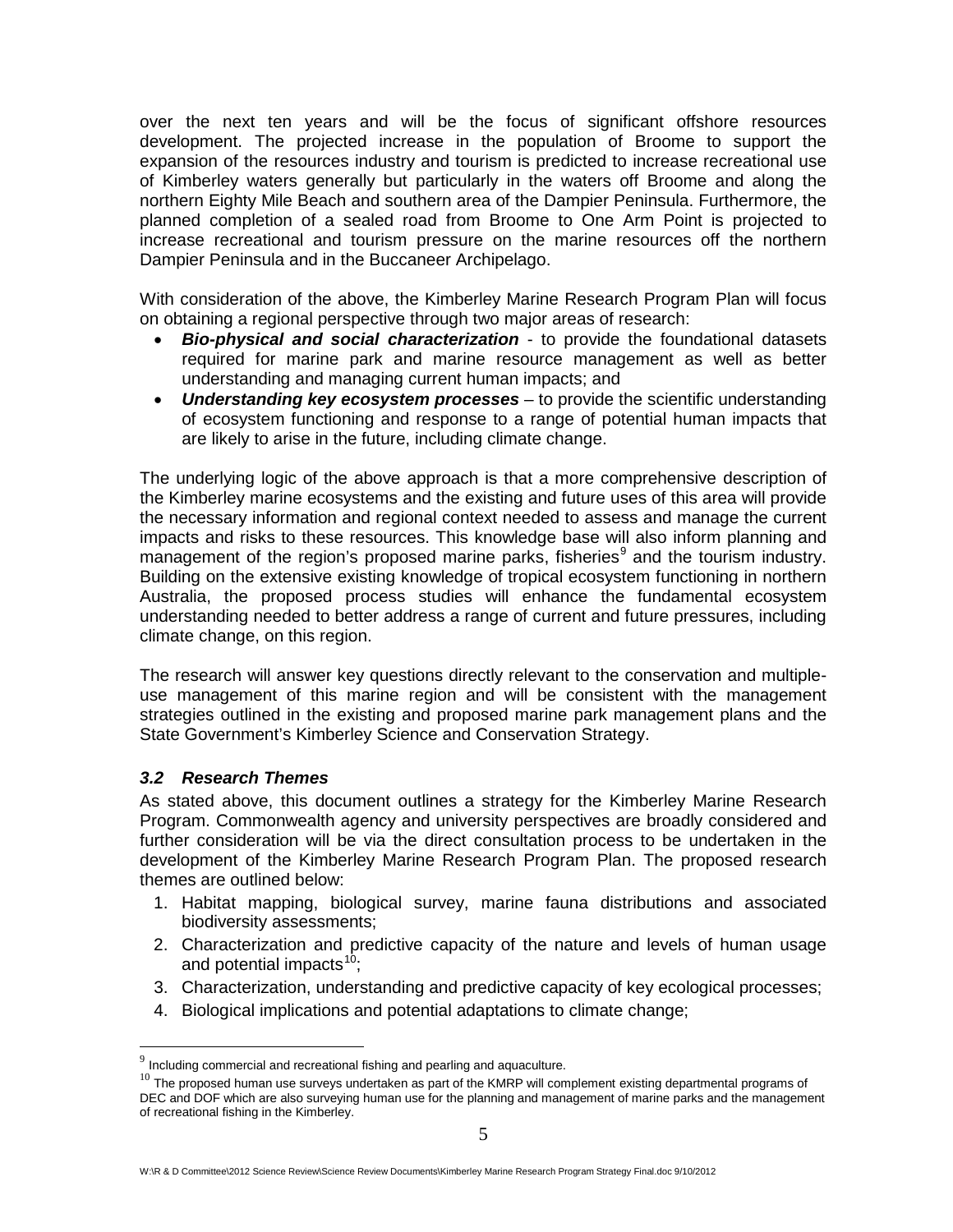over the next ten years and will be the focus of significant offshore resources development. The projected increase in the population of Broome to support the expansion of the resources industry and tourism is predicted to increase recreational use of Kimberley waters generally but particularly in the waters off Broome and along the northern Eighty Mile Beach and southern area of the Dampier Peninsula. Furthermore, the planned completion of a sealed road from Broome to One Arm Point is projected to increase recreational and tourism pressure on the marine resources off the northern Dampier Peninsula and in the Buccaneer Archipelago.

With consideration of the above, the Kimberley Marine Research Program Plan will focus on obtaining a regional perspective through two major areas of research:

- ***Bio-physical and social characterization*** - to provide the foundational datasets required for marine park and marine resource management as well as better understanding and managing current human impacts; and
- ***Understanding key ecosystem processes*** – to provide the scientific understanding of ecosystem functioning and response to a range of potential human impacts that are likely to arise in the future, including climate change.

The underlying logic of the above approach is that a more comprehensive description of the Kimberley marine ecosystems and the existing and future uses of this area will provide the necessary information and regional context needed to assess and manage the current impacts and risks to these resources. This knowledge base will also inform planning and management of the region's proposed marine parks, fisheries[9] and the tourism industry. Building on the extensive existing knowledge of tropical ecosystem functioning in northern Australia, the proposed process studies will enhance the fundamental ecosystem understanding needed to better address a range of current and future pressures, including climate change, on this region.

The research will answer key questions directly relevant to the conservation and multiple-use management of this marine region and will be consistent with the management strategies outlined in the existing and proposed marine park management plans and the State Government's Kimberley Science and Conservation Strategy.

### *3.2 Research Themes*

As stated above, this document outlines a strategy for the Kimberley Marine Research Program. Commonwealth agency and university perspectives are broadly considered and further consideration will be via the direct consultation process to be undertaken in the development of the Kimberley Marine Research Program Plan. The proposed research themes are outlined below:

1. Habitat mapping, biological survey, marine fauna distributions and associated biodiversity assessments;
2. Characterization and predictive capacity of the nature and levels of human usage and potential impacts[10];
3. Characterization, understanding and predictive capacity of key ecological processes;
4. Biological implications and potential adaptations to climate change;

[9] Including commercial and recreational fishing and pearling and aquaculture.

[10] The proposed human use surveys undertaken as part of the KMRP will complement existing departmental programs of DEC and DOF which are also surveying human use for the planning and management of marine parks and the management of recreational fishing in the Kimberley.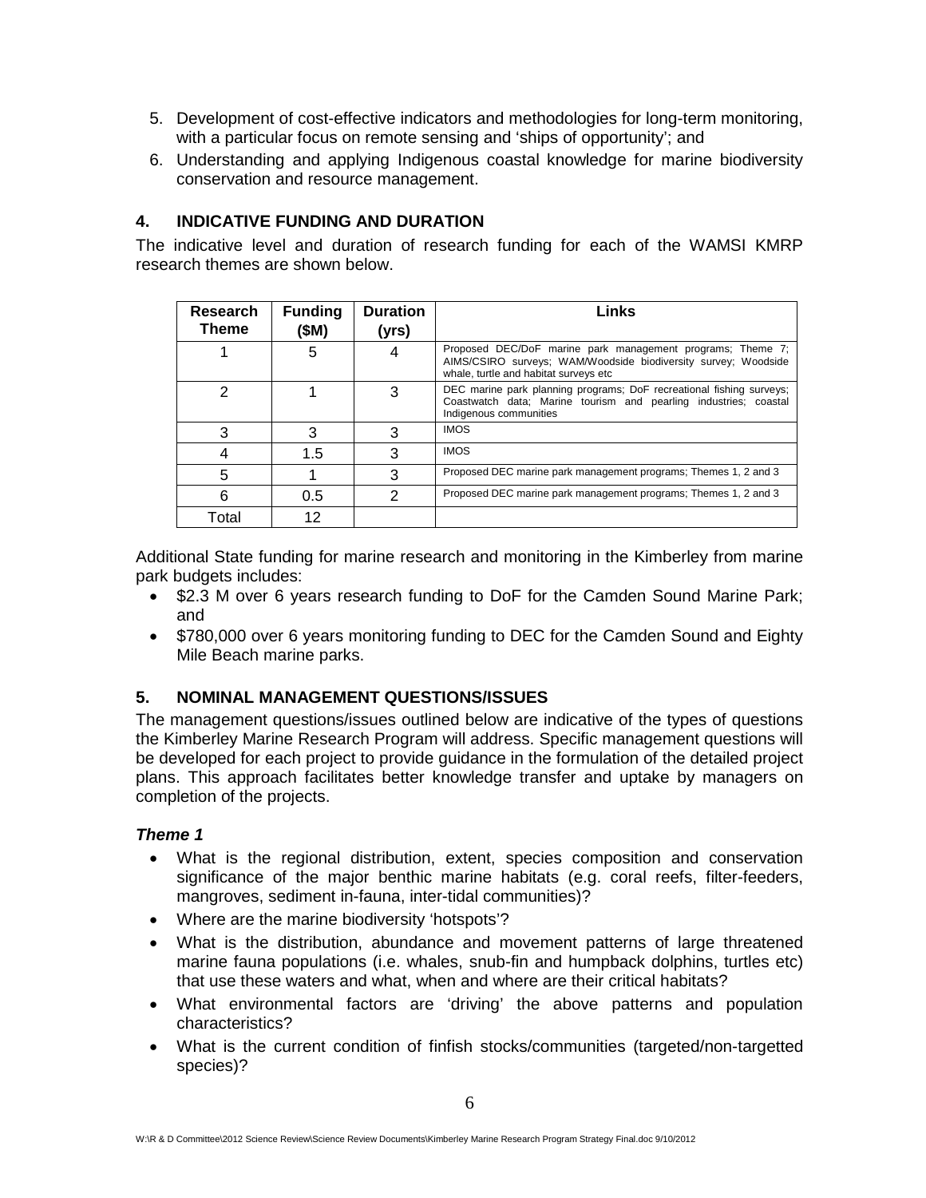5. Development of cost-effective indicators and methodologies for long-term monitoring, with a particular focus on remote sensing and 'ships of opportunity'; and
6. Understanding and applying Indigenous coastal knowledge for marine biodiversity conservation and resource management.

## 4. INDICATIVE FUNDING AND DURATION

The indicative level and duration of research funding for each of the WAMSI KMRP research themes are shown below.

| Research Theme | Funding ($M) | Duration (yrs) | Links |
|---|---|---|---|
| 1 | 5 | 4 | Proposed DEC/DoF marine park management programs; Theme 7; AIMS/CSIRO surveys; WAM/Woodside biodiversity survey; Woodside whale, turtle and habitat surveys etc |
| 2 | 1 | 3 | DEC marine park planning programs; DoF recreational fishing surveys; Coastwatch data; Marine tourism and pearling industries; coastal Indigenous communities |
| 3 | 3 | 3 | IMOS |
| 4 | 1.5 | 3 | IMOS |
| 5 | 1 | 3 | Proposed DEC marine park management programs; Themes 1, 2 and 3 |
| 6 | 0.5 | 2 | Proposed DEC marine park management programs; Themes 1, 2 and 3 |
| Total | 12 | | |

Additional State funding for marine research and monitoring in the Kimberley from marine park budgets includes:

- $2.3 M over 6 years research funding to DoF for the Camden Sound Marine Park; and
- $780,000 over 6 years monitoring funding to DEC for the Camden Sound and Eighty Mile Beach marine parks.

## 5. NOMINAL MANAGEMENT QUESTIONS/ISSUES

The management questions/issues outlined below are indicative of the types of questions the Kimberley Marine Research Program will address. Specific management questions will be developed for each project to provide guidance in the formulation of the detailed project plans. This approach facilitates better knowledge transfer and uptake by managers on completion of the projects.

### *Theme 1*

- What is the regional distribution, extent, species composition and conservation significance of the major benthic marine habitats (e.g. coral reefs, filter-feeders, mangroves, sediment in-fauna, inter-tidal communities)?
- Where are the marine biodiversity 'hotspots'?
- What is the distribution, abundance and movement patterns of large threatened marine fauna populations (i.e. whales, snub-fin and humpback dolphins, turtles etc) that use these waters and what, when and where are their critical habitats?
- What environmental factors are 'driving' the above patterns and population characteristics?
- What is the current condition of finfish stocks/communities (targeted/non-targetted species)?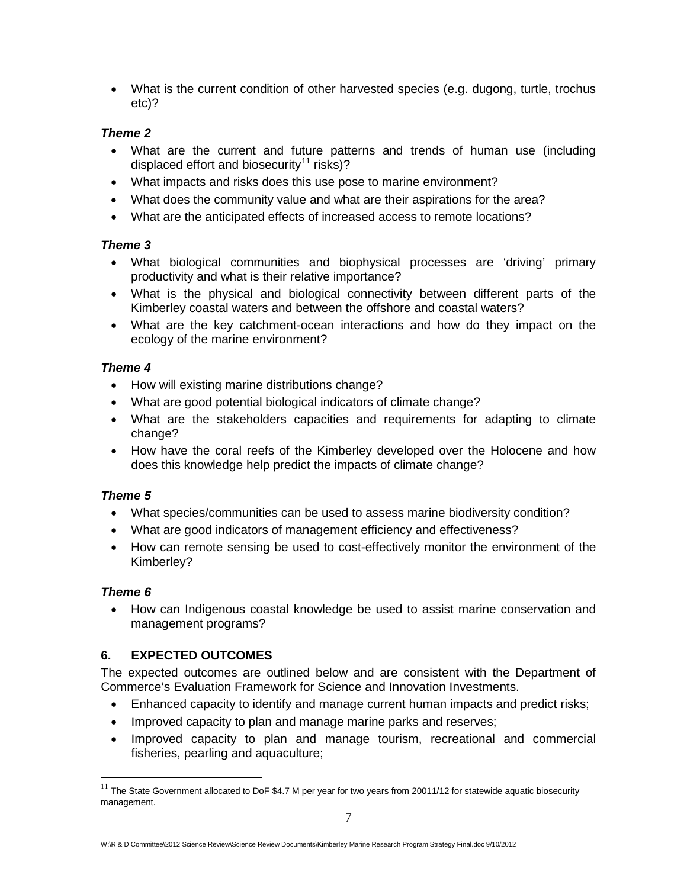- What is the current condition of other harvested species (e.g. dugong, turtle, trochus etc)?

***Theme 2***

- What are the current and future patterns and trends of human use (including displaced effort and biosecurity[11] risks)?
- What impacts and risks does this use pose to marine environment?
- What does the community value and what are their aspirations for the area?
- What are the anticipated effects of increased access to remote locations?

***Theme 3***

- What biological communities and biophysical processes are 'driving' primary productivity and what is their relative importance?
- What is the physical and biological connectivity between different parts of the Kimberley coastal waters and between the offshore and coastal waters?
- What are the key catchment-ocean interactions and how do they impact on the ecology of the marine environment?

***Theme 4***

- How will existing marine distributions change?
- What are good potential biological indicators of climate change?
- What are the stakeholders capacities and requirements for adapting to climate change?
- How have the coral reefs of the Kimberley developed over the Holocene and how does this knowledge help predict the impacts of climate change?

***Theme 5***

- What species/communities can be used to assess marine biodiversity condition?
- What are good indicators of management efficiency and effectiveness?
- How can remote sensing be used to cost-effectively monitor the environment of the Kimberley?

***Theme 6***

- How can Indigenous coastal knowledge be used to assist marine conservation and management programs?

## 6. EXPECTED OUTCOMES

The expected outcomes are outlined below and are consistent with the Department of Commerce's Evaluation Framework for Science and Innovation Investments.

- Enhanced capacity to identify and manage current human impacts and predict risks;
- Improved capacity to plan and manage marine parks and reserves;
- Improved capacity to plan and manage tourism, recreational and commercial fisheries, pearling and aquaculture;

[11] The State Government allocated to DoF \$4.7 M per year for two years from 20011/12 for statewide aquatic biosecurity management.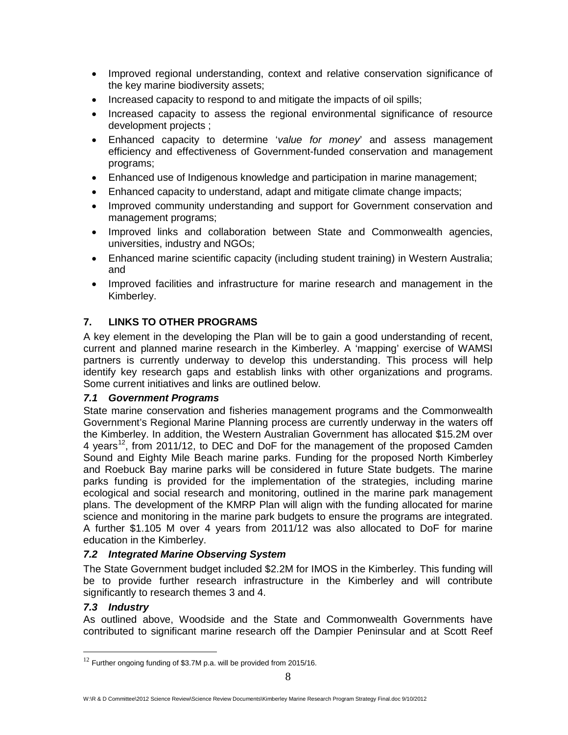- Improved regional understanding, context and relative conservation significance of the key marine biodiversity assets;
- Increased capacity to respond to and mitigate the impacts of oil spills;
- Increased capacity to assess the regional environmental significance of resource development projects ;
- Enhanced capacity to determine '*value for money*' and assess management efficiency and effectiveness of Government-funded conservation and management programs;
- Enhanced use of Indigenous knowledge and participation in marine management;
- Enhanced capacity to understand, adapt and mitigate climate change impacts;
- Improved community understanding and support for Government conservation and management programs;
- Improved links and collaboration between State and Commonwealth agencies, universities, industry and NGOs;
- Enhanced marine scientific capacity (including student training) in Western Australia; and
- Improved facilities and infrastructure for marine research and management in the Kimberley.

## 7. LINKS TO OTHER PROGRAMS

A key element in the developing the Plan will be to gain a good understanding of recent, current and planned marine research in the Kimberley. A 'mapping' exercise of WAMSI partners is currently underway to develop this understanding. This process will help identify key research gaps and establish links with other organizations and programs. Some current initiatives and links are outlined below.

### *7.1 Government Programs*

State marine conservation and fisheries management programs and the Commonwealth Government's Regional Marine Planning process are currently underway in the waters off the Kimberley. In addition, the Western Australian Government has allocated $15.2M over 4 years[12], from 2011/12, to DEC and DoF for the management of the proposed Camden Sound and Eighty Mile Beach marine parks. Funding for the proposed North Kimberley and Roebuck Bay marine parks will be considered in future State budgets. The marine parks funding is provided for the implementation of the strategies, including marine ecological and social research and monitoring, outlined in the marine park management plans. The development of the KMRP Plan will align with the funding allocated for marine science and monitoring in the marine park budgets to ensure the programs are integrated. A further $1.105 M over 4 years from 2011/12 was also allocated to DoF for marine education in the Kimberley.

### *7.2 Integrated Marine Observing System*

The State Government budget included $2.2M for IMOS in the Kimberley. This funding will be to provide further research infrastructure in the Kimberley and will contribute significantly to research themes 3 and 4.

### *7.3 Industry*

As outlined above, Woodside and the State and Commonwealth Governments have contributed to significant marine research off the Dampier Peninsular and at Scott Reef

[12] Further ongoing funding of $3.7M p.a. will be provided from 2015/16.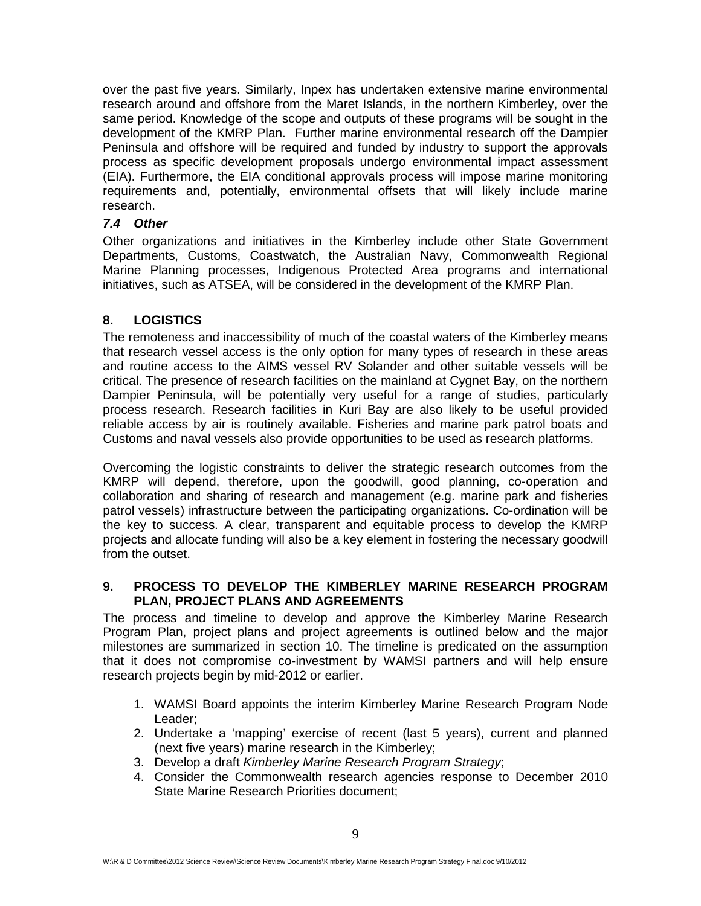over the past five years. Similarly, Inpex has undertaken extensive marine environmental research around and offshore from the Maret Islands, in the northern Kimberley, over the same period. Knowledge of the scope and outputs of these programs will be sought in the development of the KMRP Plan. Further marine environmental research off the Dampier Peninsula and offshore will be required and funded by industry to support the approvals process as specific development proposals undergo environmental impact assessment (EIA). Furthermore, the EIA conditional approvals process will impose marine monitoring requirements and, potentially, environmental offsets that will likely include marine research.

### *7.4 Other*

Other organizations and initiatives in the Kimberley include other State Government Departments, Customs, Coastwatch, the Australian Navy, Commonwealth Regional Marine Planning processes, Indigenous Protected Area programs and international initiatives, such as ATSEA, will be considered in the development of the KMRP Plan.

## 8. LOGISTICS

The remoteness and inaccessibility of much of the coastal waters of the Kimberley means that research vessel access is the only option for many types of research in these areas and routine access to the AIMS vessel RV Solander and other suitable vessels will be critical. The presence of research facilities on the mainland at Cygnet Bay, on the northern Dampier Peninsula, will be potentially very useful for a range of studies, particularly process research. Research facilities in Kuri Bay are also likely to be useful provided reliable access by air is routinely available. Fisheries and marine park patrol boats and Customs and naval vessels also provide opportunities to be used as research platforms.

Overcoming the logistic constraints to deliver the strategic research outcomes from the KMRP will depend, therefore, upon the goodwill, good planning, co-operation and collaboration and sharing of research and management (e.g. marine park and fisheries patrol vessels) infrastructure between the participating organizations. Co-ordination will be the key to success. A clear, transparent and equitable process to develop the KMRP projects and allocate funding will also be a key element in fostering the necessary goodwill from the outset.

## 9. PROCESS TO DEVELOP THE KIMBERLEY MARINE RESEARCH PROGRAM PLAN, PROJECT PLANS AND AGREEMENTS

The process and timeline to develop and approve the Kimberley Marine Research Program Plan, project plans and project agreements is outlined below and the major milestones are summarized in section 10. The timeline is predicated on the assumption that it does not compromise co-investment by WAMSI partners and will help ensure research projects begin by mid-2012 or earlier.

1. WAMSI Board appoints the interim Kimberley Marine Research Program Node Leader;
2. Undertake a 'mapping' exercise of recent (last 5 years), current and planned (next five years) marine research in the Kimberley;
3. Develop a draft *Kimberley Marine Research Program Strategy*;
4. Consider the Commonwealth research agencies response to December 2010 State Marine Research Priorities document;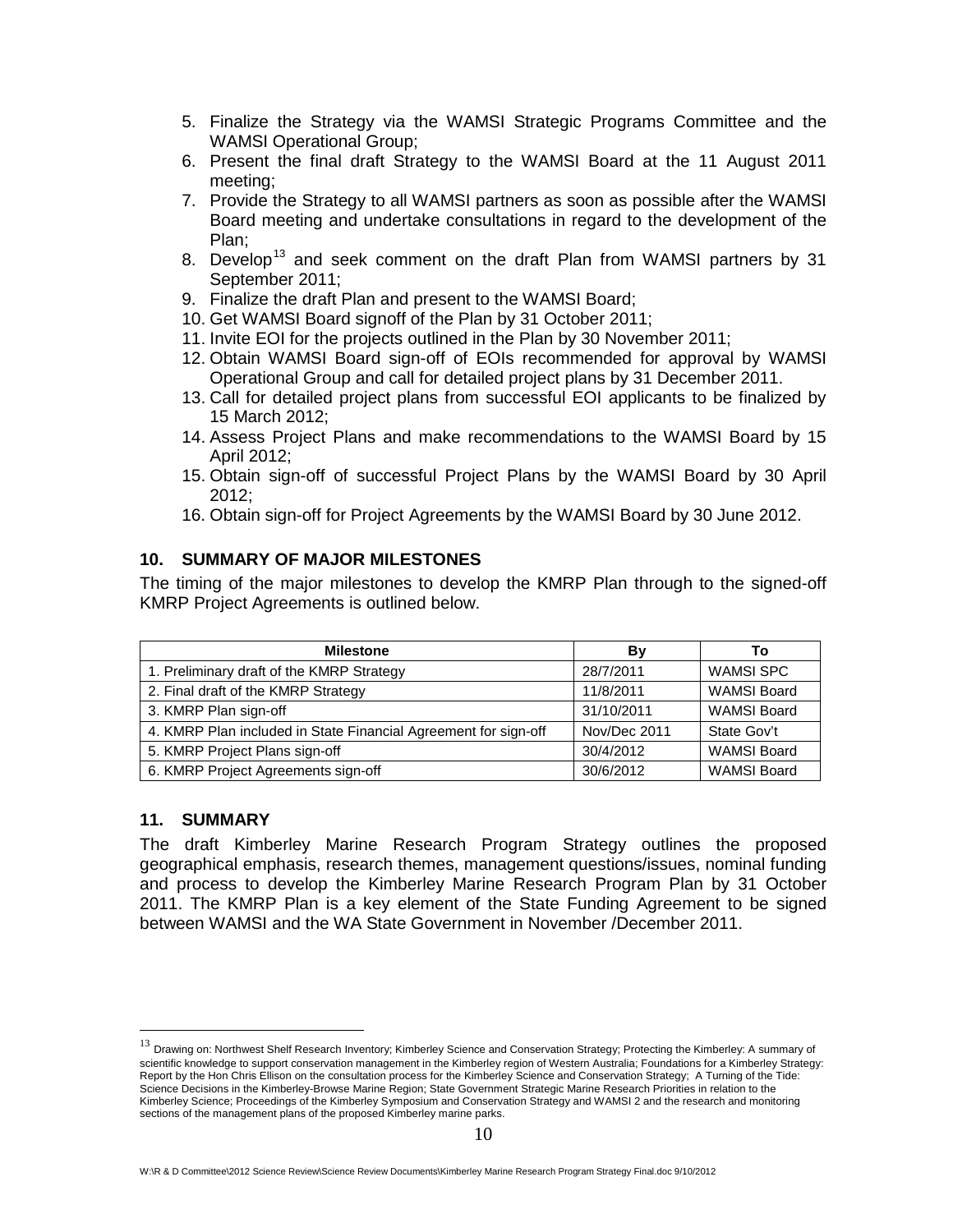5. Finalize the Strategy via the WAMSI Strategic Programs Committee and the WAMSI Operational Group;
6. Present the final draft Strategy to the WAMSI Board at the 11 August 2011 meeting;
7. Provide the Strategy to all WAMSI partners as soon as possible after the WAMSI Board meeting and undertake consultations in regard to the development of the Plan;
8. Develop[13] and seek comment on the draft Plan from WAMSI partners by 31 September 2011;
9. Finalize the draft Plan and present to the WAMSI Board;
10. Get WAMSI Board signoff of the Plan by 31 October 2011;
11. Invite EOI for the projects outlined in the Plan by 30 November 2011;
12. Obtain WAMSI Board sign-off of EOIs recommended for approval by WAMSI Operational Group and call for detailed project plans by 31 December 2011.
13. Call for detailed project plans from successful EOI applicants to be finalized by 15 March 2012;
14. Assess Project Plans and make recommendations to the WAMSI Board by 15 April 2012;
15. Obtain sign-off of successful Project Plans by the WAMSI Board by 30 April 2012;
16. Obtain sign-off for Project Agreements by the WAMSI Board by 30 June 2012.

## 10. SUMMARY OF MAJOR MILESTONES

The timing of the major milestones to develop the KMRP Plan through to the signed-off KMRP Project Agreements is outlined below.

| Milestone | By | To |
|---|---|---|
| 1. Preliminary draft of the KMRP Strategy | 28/7/2011 | WAMSI SPC |
| 2. Final draft of the KMRP Strategy | 11/8/2011 | WAMSI Board |
| 3. KMRP Plan sign-off | 31/10/2011 | WAMSI Board |
| 4. KMRP Plan included in State Financial Agreement for sign-off | Nov/Dec 2011 | State Gov't |
| 5. KMRP Project Plans sign-off | 30/4/2012 | WAMSI Board |
| 6. KMRP Project Agreements sign-off | 30/6/2012 | WAMSI Board |

## 11. SUMMARY

The draft Kimberley Marine Research Program Strategy outlines the proposed geographical emphasis, research themes, management questions/issues, nominal funding and process to develop the Kimberley Marine Research Program Plan by 31 October 2011. The KMRP Plan is a key element of the State Funding Agreement to be signed between WAMSI and the WA State Government in November /December 2011.

---

[13] Drawing on: Northwest Shelf Research Inventory; Kimberley Science and Conservation Strategy; Protecting the Kimberley: A summary of scientific knowledge to support conservation management in the Kimberley region of Western Australia; Foundations for a Kimberley Strategy: Report by the Hon Chris Ellison on the consultation process for the Kimberley Science and Conservation Strategy; A Turning of the Tide: Science Decisions in the Kimberley-Browse Marine Region; State Government Strategic Marine Research Priorities in relation to the Kimberley Science; Proceedings of the Kimberley Symposium and Conservation Strategy and WAMSI 2 and the research and monitoring sections of the management plans of the proposed Kimberley marine parks.